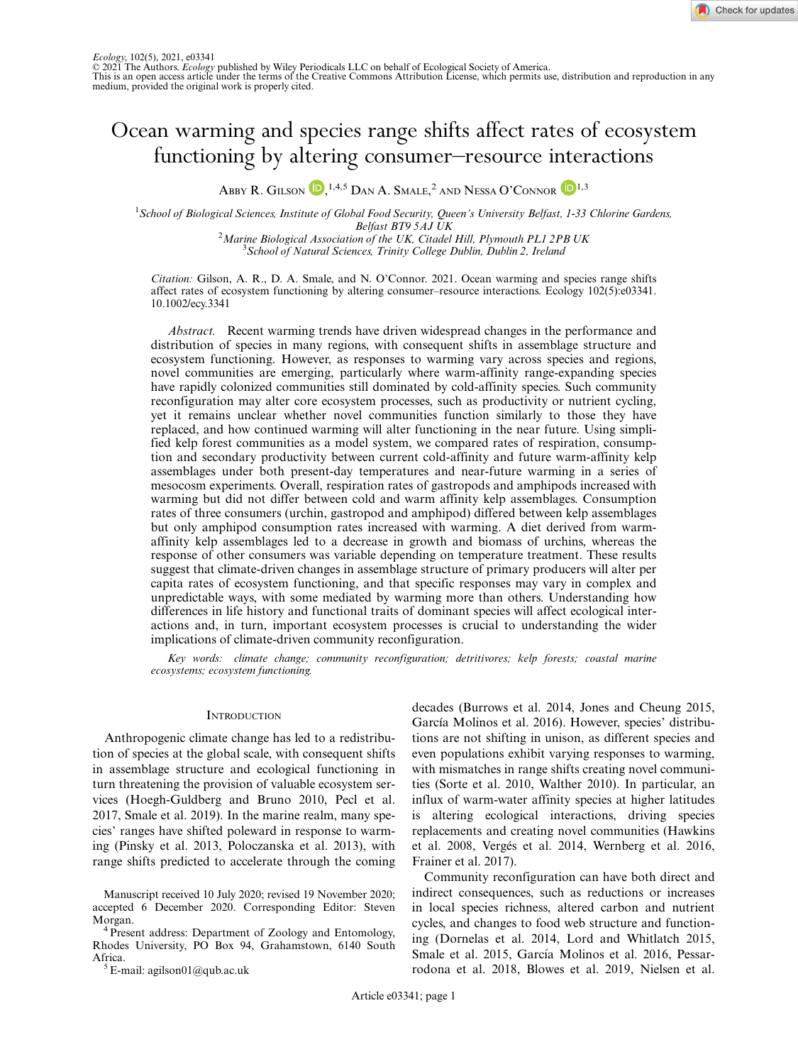Ecology, 102(5), 2021, e03341
© 2021 The Authors. *Ecology* published by Wiley Periodicals LLC on behalf of Ecological Society of America.
This is an open access article under the terms of the Creative Commons Attribution License, which permits use, distribution and reproduction in any medium, provided the original work is properly cited.

# Ocean warming and species range shifts affect rates of ecosystem functioning by altering consumer–resource interactions

Abby R. Gilson,[1,4,5] Dan A. Smale,[2] and Nessa O'Connor[1,3]

[1]School of Biological Sciences, Institute of Global Food Security, Queen's University Belfast, 1-33 Chlorine Gardens, Belfast BT9 5AJ UK
[2]Marine Biological Association of the UK, Citadel Hill, Plymouth PL1 2PB UK
[3]School of Natural Sciences, Trinity College Dublin, Dublin 2, Ireland

*Citation:* Gilson, A. R., D. A. Smale, and N. O'Connor. 2021. Ocean warming and species range shifts affect rates of ecosystem functioning by altering consumer–resource interactions. Ecology 102(5):e03341. 10.1002/ecy.3341

*Abstract.* Recent warming trends have driven widespread changes in the performance and distribution of species in many regions, with consequent shifts in assemblage structure and ecosystem functioning. However, as responses to warming vary across species and regions, novel communities are emerging, particularly where warm-affinity range-expanding species have rapidly colonized communities still dominated by cold-affinity species. Such community reconfiguration may alter core ecosystem processes, such as productivity or nutrient cycling, yet it remains unclear whether novel communities function similarly to those they have replaced, and how continued warming will alter functioning in the near future. Using simplified kelp forest communities as a model system, we compared rates of respiration, consumption and secondary productivity between current cold-affinity and future warm-affinity kelp assemblages under both present-day temperatures and near-future warming in a series of mesocosm experiments. Overall, respiration rates of gastropods and amphipods increased with warming but did not differ between cold and warm affinity kelp assemblages. Consumption rates of three consumers (urchin, gastropod and amphipod) differed between kelp assemblages but only amphipod consumption rates increased with warming. A diet derived from warm-affinity kelp assemblages led to a decrease in growth and biomass of urchins, whereas the response of other consumers was variable depending on temperature treatment. These results suggest that climate-driven changes in assemblage structure of primary producers will alter per capita rates of ecosystem functioning, and that specific responses may vary in complex and unpredictable ways, with some mediated by warming more than others. Understanding how differences in life history and functional traits of dominant species will affect ecological interactions and, in turn, important ecosystem processes is crucial to understanding the wider implications of climate-driven community reconfiguration.

*Key words: climate change; community reconfiguration; detritivores; kelp forests; coastal marine ecosystems; ecosystem functioning.*

## Introduction

Anthropogenic climate change has led to a redistribution of species at the global scale, with consequent shifts in assemblage structure and ecological functioning in turn threatening the provision of valuable ecosystem services (Hoegh-Guldberg and Bruno 2010, Pecl et al. 2017, Smale et al. 2019). In the marine realm, many species' ranges have shifted poleward in response to warming (Pinsky et al. 2013, Poloczanska et al. 2013), with range shifts predicted to accelerate through the coming decades (Burrows et al. 2014, Jones and Cheung 2015, García Molinos et al. 2016). However, species' distributions are not shifting in unison, as different species and even populations exhibit varying responses to warming, with mismatches in range shifts creating novel communities (Sorte et al. 2010, Walther 2010). In particular, an influx of warm-water affinity species at higher latitudes is altering ecological interactions, driving species replacements and creating novel communities (Hawkins et al. 2008, Vergés et al. 2014, Wernberg et al. 2016, Frainer et al. 2017).

Community reconfiguration can have both direct and indirect consequences, such as reductions or increases in local species richness, altered carbon and nutrient cycles, and changes to food web structure and functioning (Dornelas et al. 2014, Lord and Whitlatch 2015, Smale et al. 2015, García Molinos et al. 2016, Pessarrodona et al. 2018, Blowes et al. 2019, Nielsen et al.

Manuscript received 10 July 2020; revised 19 November 2020; accepted 6 December 2020. Corresponding Editor: Steven Morgan.
[4]Present address: Department of Zoology and Entomology, Rhodes University, PO Box 94, Grahamstown, 6140 South Africa.
[5]E-mail: agilson01@qub.ac.uk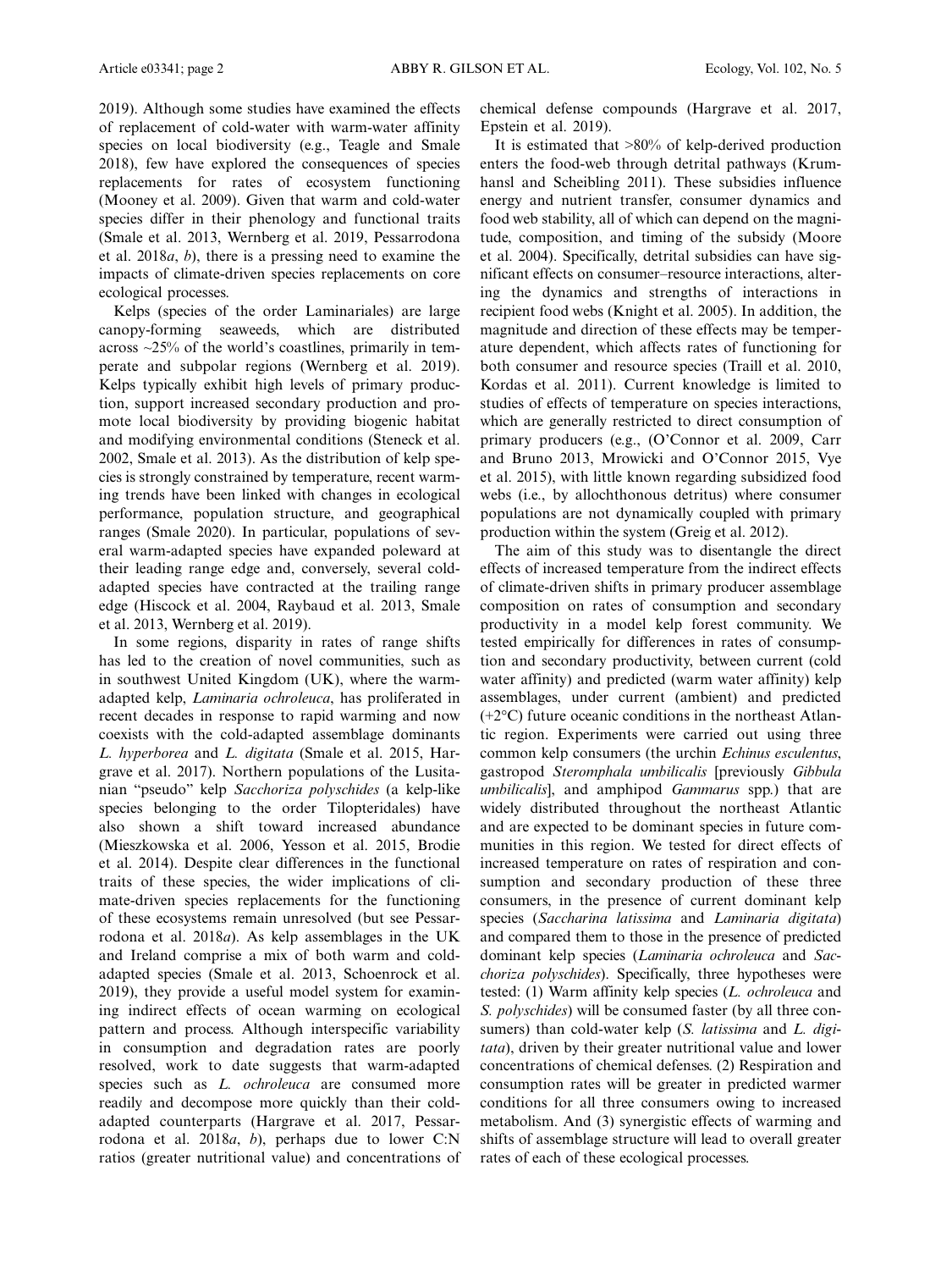2019). Although some studies have examined the effects of replacement of cold-water with warm-water affinity species on local biodiversity (e.g., Teagle and Smale 2018), few have explored the consequences of species replacements for rates of ecosystem functioning (Mooney et al. 2009). Given that warm and cold-water species differ in their phenology and functional traits (Smale et al. 2013, Wernberg et al. 2019, Pessarrodona et al. 2018*a*, *b*), there is a pressing need to examine the impacts of climate-driven species replacements on core ecological processes.

Kelps (species of the order Laminariales) are large canopy-forming seaweeds, which are distributed across ~25% of the world's coastlines, primarily in temperate and subpolar regions (Wernberg et al. 2019). Kelps typically exhibit high levels of primary production, support increased secondary production and promote local biodiversity by providing biogenic habitat and modifying environmental conditions (Steneck et al. 2002, Smale et al. 2013). As the distribution of kelp species is strongly constrained by temperature, recent warming trends have been linked with changes in ecological performance, population structure, and geographical ranges (Smale 2020). In particular, populations of several warm-adapted species have expanded poleward at their leading range edge and, conversely, several cold-adapted species have contracted at the trailing range edge (Hiscock et al. 2004, Raybaud et al. 2013, Smale et al. 2013, Wernberg et al. 2019).

In some regions, disparity in rates of range shifts has led to the creation of novel communities, such as in southwest United Kingdom (UK), where the warm-adapted kelp, *Laminaria ochroleuca*, has proliferated in recent decades in response to rapid warming and now coexists with the cold-adapted assemblage dominants *L. hyperborea* and *L. digitata* (Smale et al. 2015, Hargrave et al. 2017). Northern populations of the Lusitanian "pseudo" kelp *Sacchoriza polyschides* (a kelp-like species belonging to the order Tilopteridales) have also shown a shift toward increased abundance (Mieszkowska et al. 2006, Yesson et al. 2015, Brodie et al. 2014). Despite clear differences in the functional traits of these species, the wider implications of climate-driven species replacements for the functioning of these ecosystems remain unresolved (but see Pessarrodona et al. 2018*a*). As kelp assemblages in the UK and Ireland comprise a mix of both warm and cold-adapted species (Smale et al. 2013, Schoenrock et al. 2019), they provide a useful model system for examining indirect effects of ocean warming on ecological pattern and process. Although interspecific variability in consumption and degradation rates are poorly resolved, work to date suggests that warm-adapted species such as *L. ochroleuca* are consumed more readily and decompose more quickly than their cold-adapted counterparts (Hargrave et al. 2017, Pessarrodona et al. 2018*a*, *b*), perhaps due to lower C:N ratios (greater nutritional value) and concentrations of chemical defense compounds (Hargrave et al. 2017, Epstein et al. 2019).

It is estimated that >80% of kelp-derived production enters the food-web through detrital pathways (Krumhansl and Scheibling 2011). These subsidies influence energy and nutrient transfer, consumer dynamics and food web stability, all of which can depend on the magnitude, composition, and timing of the subsidy (Moore et al. 2004). Specifically, detrital subsidies can have significant effects on consumer–resource interactions, altering the dynamics and strengths of interactions in recipient food webs (Knight et al. 2005). In addition, the magnitude and direction of these effects may be temperature dependent, which affects rates of functioning for both consumer and resource species (Traill et al. 2010, Kordas et al. 2011). Current knowledge is limited to studies of effects of temperature on species interactions, which are generally restricted to direct consumption of primary producers (e.g., (O'Connor et al. 2009, Carr and Bruno 2013, Mrowicki and O'Connor 2015, Vye et al. 2015), with little known regarding subsidized food webs (i.e., by allochthonous detritus) where consumer populations are not dynamically coupled with primary production within the system (Greig et al. 2012).

The aim of this study was to disentangle the direct effects of increased temperature from the indirect effects of climate-driven shifts in primary producer assemblage composition on rates of consumption and secondary productivity in a model kelp forest community. We tested empirically for differences in rates of consumption and secondary productivity, between current (cold water affinity) and predicted (warm water affinity) kelp assemblages, under current (ambient) and predicted (+2°C) future oceanic conditions in the northeast Atlantic region. Experiments were carried out using three common kelp consumers (the urchin *Echinus esculentus*, gastropod *Steromphala umbilicalis* [previously *Gibbula umbilicalis*], and amphipod *Gammarus* spp.) that are widely distributed throughout the northeast Atlantic and are expected to be dominant species in future communities in this region. We tested for direct effects of increased temperature on rates of respiration and consumption and secondary production of these three consumers, in the presence of current dominant kelp species (*Saccharina latissima* and *Laminaria digitata*) and compared them to those in the presence of predicted dominant kelp species (*Laminaria ochroleuca* and *Sacchoriza polyschides*). Specifically, three hypotheses were tested: (1) Warm affinity kelp species (*L. ochroleuca* and *S. polyschides*) will be consumed faster (by all three consumers) than cold-water kelp (*S. latissima* and *L. digitata*), driven by their greater nutritional value and lower concentrations of chemical defenses. (2) Respiration and consumption rates will be greater in predicted warmer conditions for all three consumers owing to increased metabolism. And (3) synergistic effects of warming and shifts of assemblage structure will lead to overall greater rates of each of these ecological processes.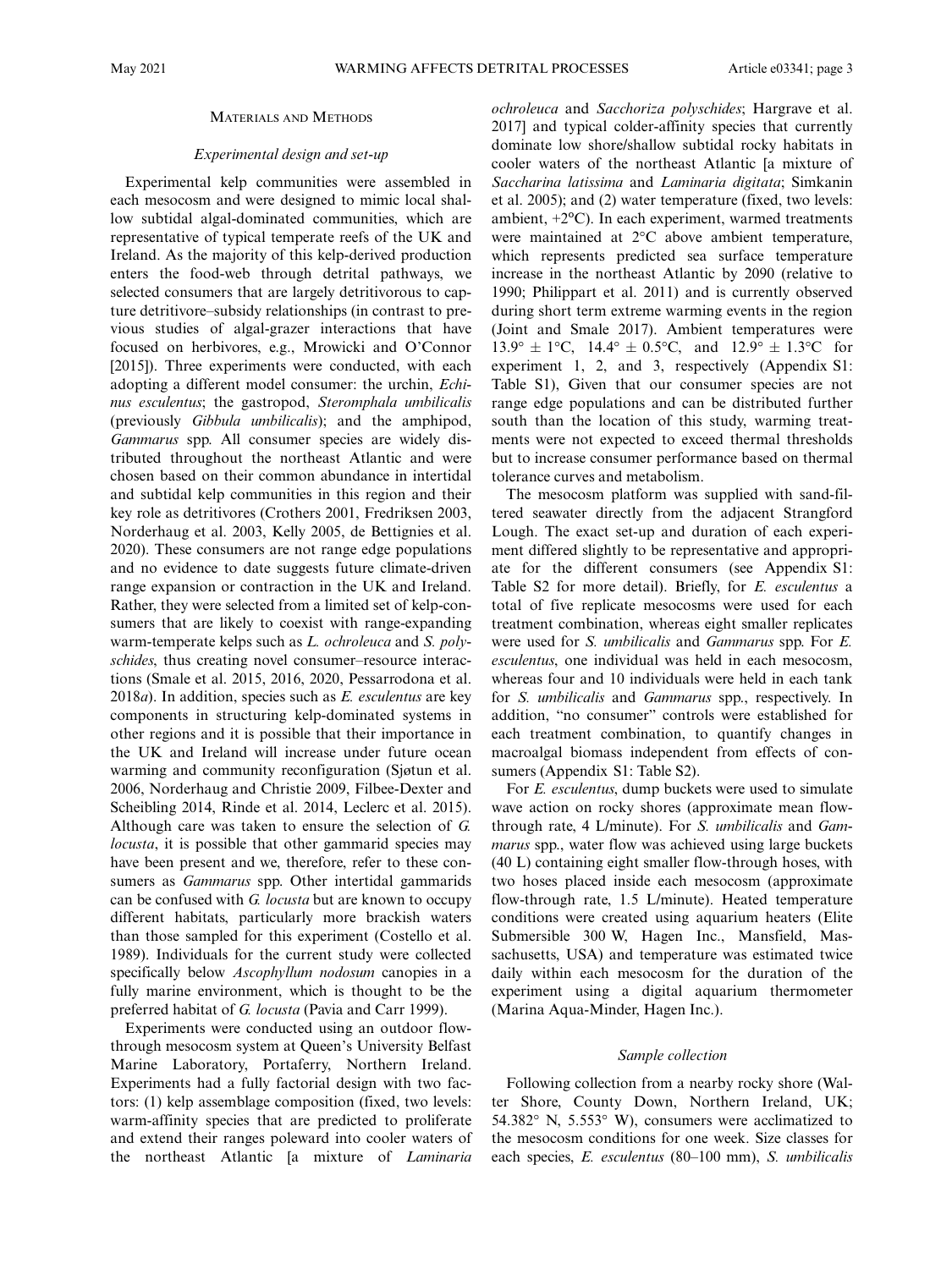## Materials and Methods

### *Experimental design and set-up*

Experimental kelp communities were assembled in each mesocosm and were designed to mimic local shallow subtidal algal-dominated communities, which are representative of typical temperate reefs of the UK and Ireland. As the majority of this kelp-derived production enters the food-web through detrital pathways, we selected consumers that are largely detritivorous to capture detritivore–subsidy relationships (in contrast to previous studies of algal-grazer interactions that have focused on herbivores, e.g., Mrowicki and O'Connor [2015]). Three experiments were conducted, with each adopting a different model consumer: the urchin, *Echinus esculentus*; the gastropod, *Steromphala umbilicalis* (previously *Gibbula umbilicalis*); and the amphipod, *Gammarus* spp. All consumer species are widely distributed throughout the northeast Atlantic and were chosen based on their common abundance in intertidal and subtidal kelp communities in this region and their key role as detritivores (Crothers 2001, Fredriksen 2003, Norderhaug et al. 2003, Kelly 2005, de Bettignies et al. 2020). These consumers are not range edge populations and no evidence to date suggests future climate-driven range expansion or contraction in the UK and Ireland. Rather, they were selected from a limited set of kelp-consumers that are likely to coexist with range-expanding warm-temperate kelps such as *L. ochroleuca* and *S. polyschides*, thus creating novel consumer–resource interactions (Smale et al. 2015, 2016, 2020, Pessarrodona et al. 2018*a*). In addition, species such as *E. esculentus* are key components in structuring kelp-dominated systems in other regions and it is possible that their importance in the UK and Ireland will increase under future ocean warming and community reconfiguration (Sjøtun et al. 2006, Norderhaug and Christie 2009, Filbee-Dexter and Scheibling 2014, Rinde et al. 2014, Leclerc et al. 2015). Although care was taken to ensure the selection of *G. locusta*, it is possible that other gammarid species may have been present and we, therefore, refer to these consumers as *Gammarus* spp. Other intertidal gammarids can be confused with *G. locusta* but are known to occupy different habitats, particularly more brackish waters than those sampled for this experiment (Costello et al. 1989). Individuals for the current study were collected specifically below *Ascophyllum nodosum* canopies in a fully marine environment, which is thought to be the preferred habitat of *G. locusta* (Pavia and Carr 1999).

Experiments were conducted using an outdoor flow-through mesocosm system at Queen's University Belfast Marine Laboratory, Portaferry, Northern Ireland. Experiments had a fully factorial design with two factors: (1) kelp assemblage composition (fixed, two levels: warm-affinity species that are predicted to proliferate and extend their ranges poleward into cooler waters of the northeast Atlantic [a mixture of *Laminaria ochroleuca* and *Sacchoriza polyschides*; Hargrave et al. 2017] and typical colder-affinity species that currently dominate low shore/shallow subtidal rocky habitats in cooler waters of the northeast Atlantic [a mixture of *Saccharina latissima* and *Laminaria digitata*; Simkanin et al. 2005); and (2) water temperature (fixed, two levels: ambient, +2°C). In each experiment, warmed treatments were maintained at 2°C above ambient temperature, which represents predicted sea surface temperature increase in the northeast Atlantic by 2090 (relative to 1990; Philippart et al. 2011) and is currently observed during short term extreme warming events in the region (Joint and Smale 2017). Ambient temperatures were $13.9° \pm 1°C$, $14.4° \pm 0.5°C$, and $12.9° \pm 1.3°C$ for experiment 1, 2, and 3, respectively (Appendix S1: Table S1), Given that our consumer species are not range edge populations and can be distributed further south than the location of this study, warming treatments were not expected to exceed thermal thresholds but to increase consumer performance based on thermal tolerance curves and metabolism.

The mesocosm platform was supplied with sand-filtered seawater directly from the adjacent Strangford Lough. The exact set-up and duration of each experiment differed slightly to be representative and appropriate for the different consumers (see Appendix S1: Table S2 for more detail). Briefly, for *E. esculentus* a total of five replicate mesocosms were used for each treatment combination, whereas eight smaller replicates were used for *S. umbilicalis* and *Gammarus* spp. For *E. esculentus*, one individual was held in each mesocosm, whereas four and 10 individuals were held in each tank for *S. umbilicalis* and *Gammarus* spp., respectively. In addition, "no consumer" controls were established for each treatment combination, to quantify changes in macroalgal biomass independent from effects of consumers (Appendix S1: Table S2).

For *E. esculentus*, dump buckets were used to simulate wave action on rocky shores (approximate mean flow-through rate, 4 L/minute). For *S. umbilicalis* and *Gammarus* spp., water flow was achieved using large buckets (40 L) containing eight smaller flow-through hoses, with two hoses placed inside each mesocosm (approximate flow-through rate, 1.5 L/minute). Heated temperature conditions were created using aquarium heaters (Elite Submersible 300 W, Hagen Inc., Mansfield, Massachusetts, USA) and temperature was estimated twice daily within each mesocosm for the duration of the experiment using a digital aquarium thermometer (Marina Aqua-Minder, Hagen Inc.).

### *Sample collection*

Following collection from a nearby rocky shore (Walter Shore, County Down, Northern Ireland, UK; 54.382° N, 5.553° W), consumers were acclimatized to the mesocosm conditions for one week. Size classes for each species, *E. esculentus* (80–100 mm), *S. umbilicalis*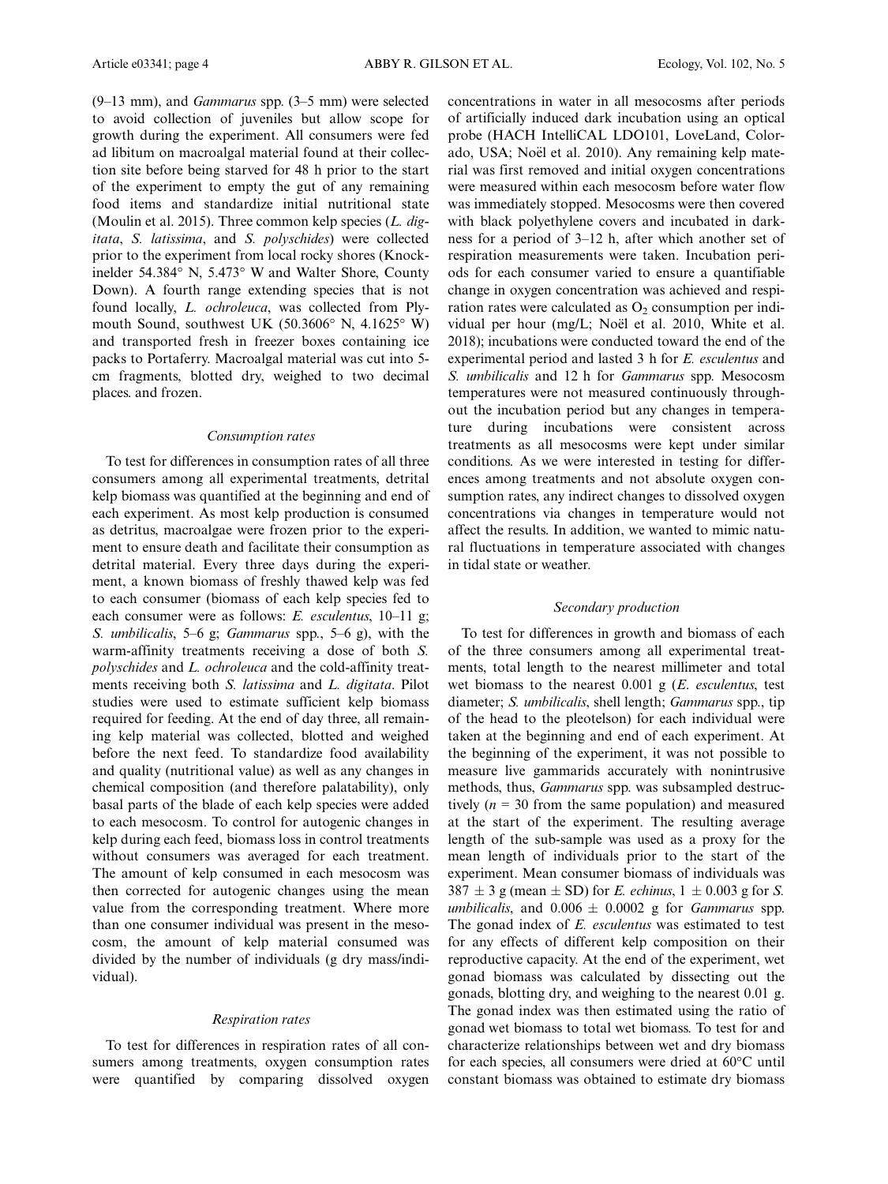(9–13 mm), and *Gammarus* spp. (3–5 mm) were selected to avoid collection of juveniles but allow scope for growth during the experiment. All consumers were fed ad libitum on macroalgal material found at their collection site before being starved for 48 h prior to the start of the experiment to empty the gut of any remaining food items and standardize initial nutritional state (Moulin et al. 2015). Three common kelp species (*L. digitata*, *S. latissima*, and *S. polyschides*) were collected prior to the experiment from local rocky shores (Knockinelder 54.384° N, 5.473° W and Walter Shore, County Down). A fourth range extending species that is not found locally, *L. ochroleuca*, was collected from Plymouth Sound, southwest UK (50.3606° N, 4.1625° W) and transported fresh in freezer boxes containing ice packs to Portaferry. Macroalgal material was cut into 5-cm fragments, blotted dry, weighed to two decimal places. and frozen.

### Consumption rates

To test for differences in consumption rates of all three consumers among all experimental treatments, detrital kelp biomass was quantified at the beginning and end of each experiment. As most kelp production is consumed as detritus, macroalgae were frozen prior to the experiment to ensure death and facilitate their consumption as detrital material. Every three days during the experiment, a known biomass of freshly thawed kelp was fed to each consumer (biomass of each kelp species fed to each consumer were as follows: *E. esculentus*, 10–11 g; *S. umbilicalis*, 5–6 g; *Gammarus* spp., 5–6 g), with the warm-affinity treatments receiving a dose of both *S. polyschides* and *L. ochroleuca* and the cold-affinity treatments receiving both *S. latissima* and *L. digitata*. Pilot studies were used to estimate sufficient kelp biomass required for feeding. At the end of day three, all remaining kelp material was collected, blotted and weighed before the next feed. To standardize food availability and quality (nutritional value) as well as any changes in chemical composition (and therefore palatability), only basal parts of the blade of each kelp species were added to each mesocosm. To control for autogenic changes in kelp during each feed, biomass loss in control treatments without consumers was averaged for each treatment. The amount of kelp consumed in each mesocosm was then corrected for autogenic changes using the mean value from the corresponding treatment. Where more than one consumer individual was present in the mesocosm, the amount of kelp material consumed was divided by the number of individuals (g dry mass/individual).

### Respiration rates

To test for differences in respiration rates of all consumers among treatments, oxygen consumption rates were quantified by comparing dissolved oxygen concentrations in water in all mesocosms after periods of artificially induced dark incubation using an optical probe (HACH IntelliCAL LDO101, LoveLand, Colorado, USA; Noël et al. 2010). Any remaining kelp material was first removed and initial oxygen concentrations were measured within each mesocosm before water flow was immediately stopped. Mesocosms were then covered with black polyethylene covers and incubated in darkness for a period of 3–12 h, after which another set of respiration measurements were taken. Incubation periods for each consumer varied to ensure a quantifiable change in oxygen concentration was achieved and respiration rates were calculated as $O_2$ consumption per individual per hour (mg/L; Noël et al. 2010, White et al. 2018); incubations were conducted toward the end of the experimental period and lasted 3 h for *E. esculentus* and *S. umbilicalis* and 12 h for *Gammarus* spp. Mesocosm temperatures were not measured continuously throughout the incubation period but any changes in temperature during incubations were consistent across treatments as all mesocosms were kept under similar conditions. As we were interested in testing for differences among treatments and not absolute oxygen consumption rates, any indirect changes to dissolved oxygen concentrations via changes in temperature would not affect the results. In addition, we wanted to mimic natural fluctuations in temperature associated with changes in tidal state or weather.

### Secondary production

To test for differences in growth and biomass of each of the three consumers among all experimental treatments, total length to the nearest millimeter and total wet biomass to the nearest 0.001 g (*E. esculentus*, test diameter; *S. umbilicalis*, shell length; *Gammarus* spp., tip of the head to the pleotelson) for each individual were taken at the beginning and end of each experiment. At the beginning of the experiment, it was not possible to measure live gammarids accurately with nonintrusive methods, thus, *Gammarus* spp. was subsampled destructively ($n$ = 30 from the same population) and measured at the start of the experiment. The resulting average length of the sub-sample was used as a proxy for the mean length of individuals prior to the start of the experiment. Mean consumer biomass of individuals was 387 ± 3 g (mean ± SD) for *E. echinus*, 1 ± 0.003 g for *S. umbilicalis*, and 0.006 ± 0.0002 g for *Gammarus* spp. The gonad index of *E. esculentus* was estimated to test for any effects of different kelp composition on their reproductive capacity. At the end of the experiment, wet gonad biomass was calculated by dissecting out the gonads, blotting dry, and weighing to the nearest 0.01 g. The gonad index was then estimated using the ratio of gonad wet biomass to total wet biomass. To test for and characterize relationships between wet and dry biomass for each species, all consumers were dried at 60°C until constant biomass was obtained to estimate dry biomass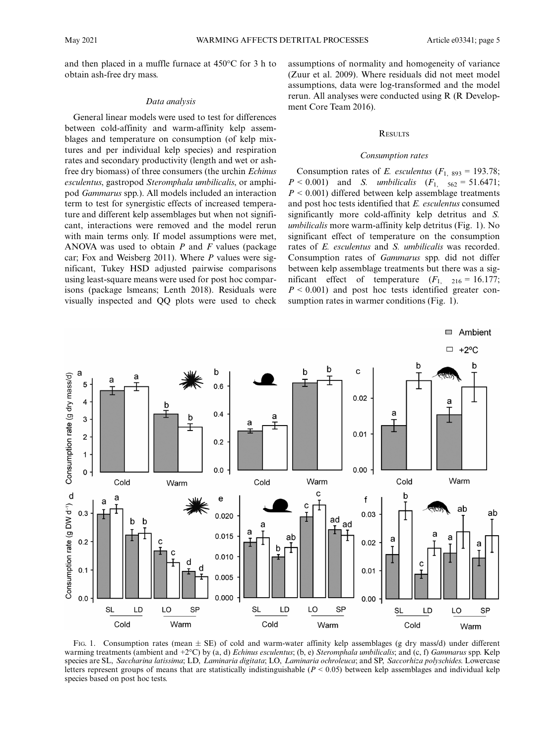and then placed in a muffle furnace at 450°C for 3 h to obtain ash-free dry mass.

### Data analysis

General linear models were used to test for differences between cold-affinity and warm-affinity kelp assemblages and temperature on consumption (of kelp mixtures and per individual kelp species) and respiration rates and secondary productivity (length and wet or ash-free dry biomass) of three consumers (the urchin *Echinus esculentus*, gastropod *Steromphala umbilicalis*, or amphipod *Gammarus* spp.). All models included an interaction term to test for synergistic effects of increased temperature and different kelp assemblages but when not significant, interactions were removed and the model rerun with main terms only. If model assumptions were met, ANOVA was used to obtain *P* and *F* values (package car; Fox and Weisberg 2011). Where *P* values were significant, Tukey HSD adjusted pairwise comparisons using least-square means were used for post hoc comparisons (package lsmeans; Lenth 2018). Residuals were visually inspected and QQ plots were used to check assumptions of normality and homogeneity of variance (Zuur et al. 2009). Where residuals did not meet model assumptions, data were log-transformed and the model rerun. All analyses were conducted using R (R Development Core Team 2016).

## Results

### Consumption rates

Consumption rates of *E. esculentus* ($F_{1, 893} = 193.78$; $P < 0.001$) and *S. umbilicalis* ($F_{1, 562} = 51.6471$; $P < 0.001$) differed between kelp assemblage treatments and post hoc tests identified that *E. esculentus* consumed significantly more cold-affinity kelp detritus and *S. umbilicalis* more warm-affinity kelp detritus (Fig. 1). No significant effect of temperature on the consumption rates of *E. esculentus* and *S. umbilicalis* was recorded. Consumption rates of *Gammarus* spp. did not differ between kelp assemblage treatments but there was a significant effect of temperature ($F_{1, 216} = 16.177$; $P < 0.001$) and post hoc tests identified greater consumption rates in warmer conditions (Fig. 1).

Fig. 1. Consumption rates (mean ± SE) of cold and warm-water affinity kelp assemblages (g dry mass/d) under different warming treatments (ambient and +2°C) by (a, d) *Echinus esculentus*; (b, e) *Steromphala umbilicalis*; and (c, f) *Gammarus* spp. Kelp species are SL, *Saccharina latissima*; LD, *Laminaria digitata*; LO, *Laminaria ochroleuca*; and SP, *Saccorhiza polyschides*. Lowercase letters represent groups of means that are statistically indistinguishable ($P < 0.05$) between kelp assemblages and individual kelp species based on post hoc tests.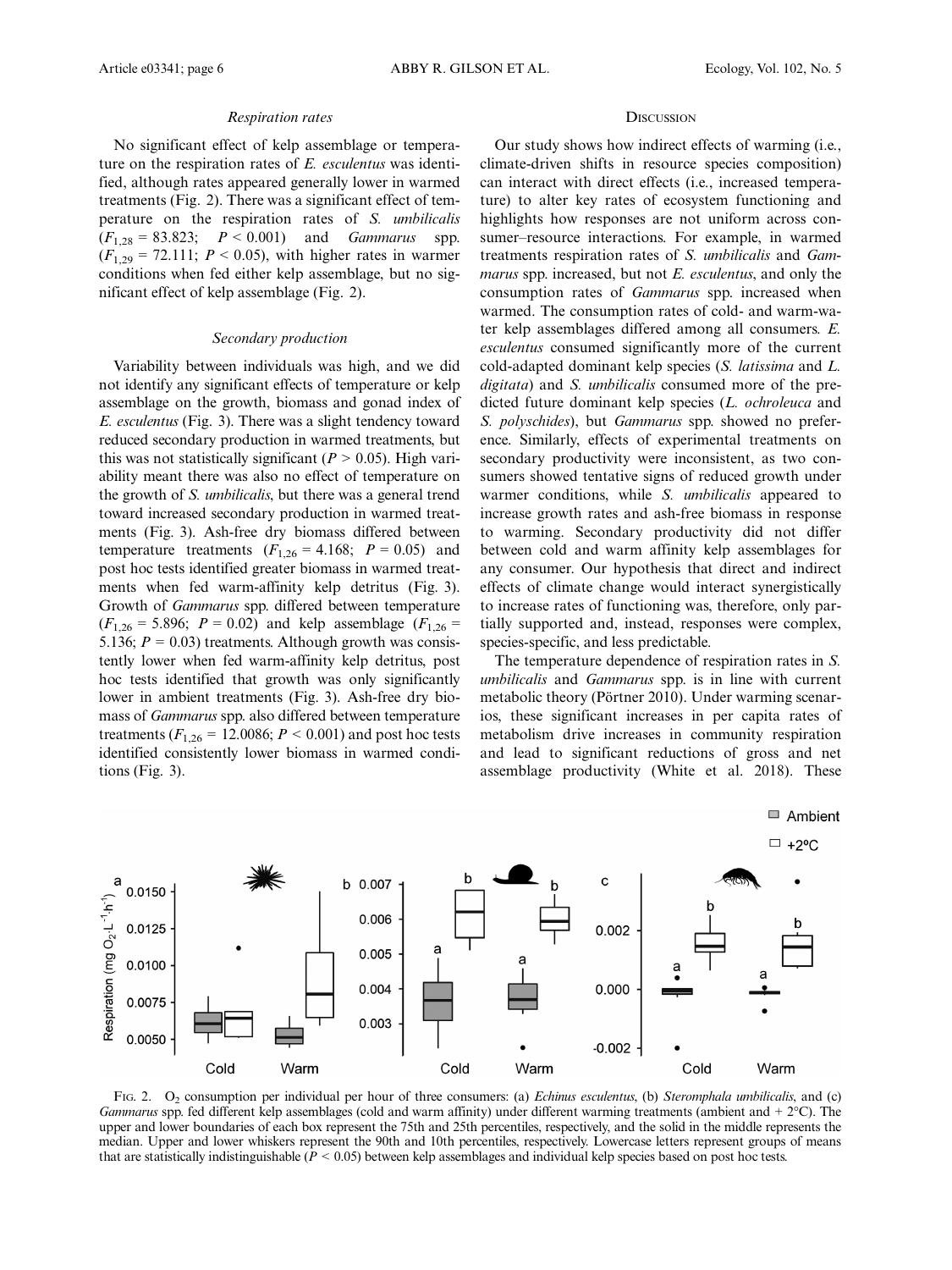### Respiration rates

No significant effect of kelp assemblage or temperature on the respiration rates of *E. esculentus* was identified, although rates appeared generally lower in warmed treatments (Fig. 2). There was a significant effect of temperature on the respiration rates of *S. umbilicalis* ($F_{1,28} = 83.823$; $P < 0.001$) and *Gammarus* spp. ($F_{1,29} = 72.111$; $P < 0.05$), with higher rates in warmer conditions when fed either kelp assemblage, but no significant effect of kelp assemblage (Fig. 2).

### Secondary production

Variability between individuals was high, and we did not identify any significant effects of temperature or kelp assemblage on the growth, biomass and gonad index of *E. esculentus* (Fig. 3). There was a slight tendency toward reduced secondary production in warmed treatments, but this was not statistically significant ($P > 0.05$). High variability meant there was also no effect of temperature on the growth of *S. umbilicalis*, but there was a general trend toward increased secondary production in warmed treatments (Fig. 3). Ash-free dry biomass differed between temperature treatments ($F_{1,26} = 4.168$; $P = 0.05$) and post hoc tests identified greater biomass in warmed treatments when fed warm-affinity kelp detritus (Fig. 3). Growth of *Gammarus* spp. differed between temperature ($F_{1,26} = 5.896$; $P = 0.02$) and kelp assemblage ($F_{1,26} = 5.136$; $P = 0.03$) treatments. Although growth was consistently lower when fed warm-affinity kelp detritus, post hoc tests identified that growth was only significantly lower in ambient treatments (Fig. 3). Ash-free dry biomass of *Gammarus* spp. also differed between temperature treatments ($F_{1,26} = 12.0086$; $P < 0.001$) and post hoc tests identified consistently lower biomass in warmed conditions (Fig. 3).

## Discussion

Our study shows how indirect effects of warming (i.e., climate-driven shifts in resource species composition) can interact with direct effects (i.e., increased temperature) to alter key rates of ecosystem functioning and highlights how responses are not uniform across consumer–resource interactions. For example, in warmed treatments respiration rates of *S. umbilicalis* and *Gammarus* spp. increased, but not *E. esculentus*, and only the consumption rates of *Gammarus* spp. increased when warmed. The consumption rates of cold- and warm-water kelp assemblages differed among all consumers. *E. esculentus* consumed significantly more of the current cold-adapted dominant kelp species (*S. latissima* and *L. digitata*) and *S. umbilicalis* consumed more of the predicted future dominant kelp species (*L. ochroleuca* and *S. polyschides*), but *Gammarus* spp. showed no preference. Similarly, effects of experimental treatments on secondary productivity were inconsistent, as two consumers showed tentative signs of reduced growth under warmer conditions, while *S. umbilicalis* appeared to increase growth rates and ash-free biomass in response to warming. Secondary productivity did not differ between cold and warm affinity kelp assemblages for any consumer. Our hypothesis that direct and indirect effects of climate change would interact synergistically to increase rates of functioning was, therefore, only partially supported and, instead, responses were complex, species-specific, and less predictable.

The temperature dependence of respiration rates in *S. umbilicalis* and *Gammarus* spp. is in line with current metabolic theory (Pörtner 2010). Under warming scenarios, these significant increases in per capita rates of metabolism drive increases in community respiration and lead to significant reductions of gross and net assemblage productivity (White et al. 2018). These

Fig. 2. $O_2$ consumption per individual per hour of three consumers: (a) *Echinus esculentus*, (b) *Steromphala umbilicalis*, and (c) *Gammarus* spp. fed different kelp assemblages (cold and warm affinity) under different warming treatments (ambient and + 2°C). The upper and lower boundaries of each box represent the 75th and 25th percentiles, respectively, and the solid in the middle represents the median. Upper and lower whiskers represent the 90th and 10th percentiles, respectively. Lowercase letters represent groups of means that are statistically indistinguishable ($P < 0.05$) between kelp assemblages and individual kelp species based on post hoc tests.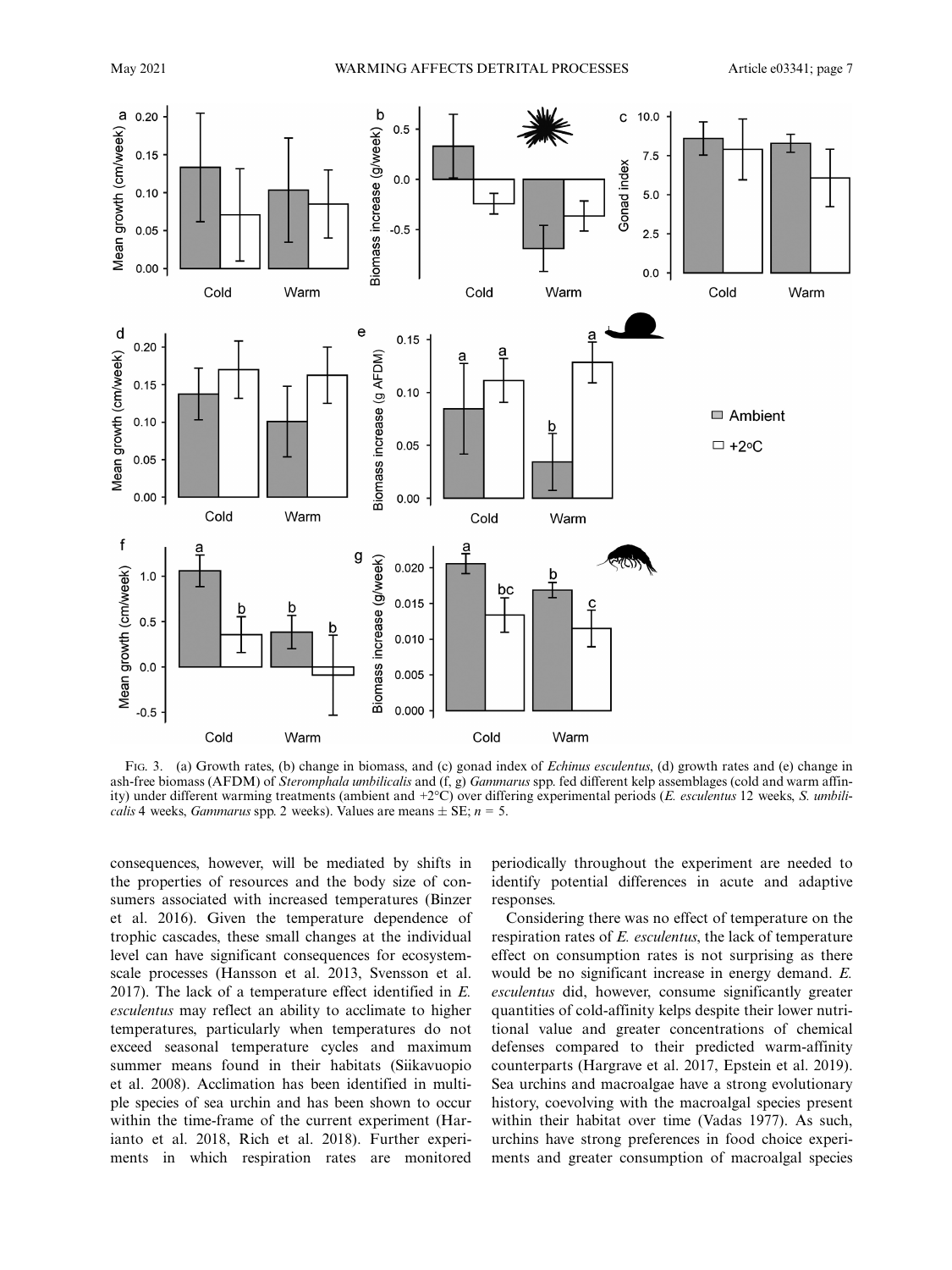Fig. 3. (a) Growth rates, (b) change in biomass, and (c) gonad index of *Echinus esculentus*, (d) growth rates and (e) change in ash-free biomass (AFDM) of *Steromphala umbilicalis* and (f, g) *Gammarus* spp. fed different kelp assemblages (cold and warm affinity) under different warming treatments (ambient and +2°C) over differing experimental periods (*E. esculentus* 12 weeks, *S. umbilicalis* 4 weeks, *Gammarus* spp. 2 weeks). Values are means ± SE; $n = 5$.

consequences, however, will be mediated by shifts in the properties of resources and the body size of consumers associated with increased temperatures (Binzer et al. 2016). Given the temperature dependence of trophic cascades, these small changes at the individual level can have significant consequences for ecosystem-scale processes (Hansson et al. 2013, Svensson et al. 2017). The lack of a temperature effect identified in *E. esculentus* may reflect an ability to acclimate to higher temperatures, particularly when temperatures do not exceed seasonal temperature cycles and maximum summer means found in their habitats (Siikavuopio et al. 2008). Acclimation has been identified in multiple species of sea urchin and has been shown to occur within the time-frame of the current experiment (Harianto et al. 2018, Rich et al. 2018). Further experiments in which respiration rates are monitored periodically throughout the experiment are needed to identify potential differences in acute and adaptive responses.

Considering there was no effect of temperature on the respiration rates of *E. esculentus*, the lack of temperature effect on consumption rates is not surprising as there would be no significant increase in energy demand. *E. esculentus* did, however, consume significantly greater quantities of cold-affinity kelps despite their lower nutritional value and greater concentrations of chemical defenses compared to their predicted warm-affinity counterparts (Hargrave et al. 2017, Epstein et al. 2019). Sea urchins and macroalgae have a strong evolutionary history, coevolving with the macroalgal species present within their habitat over time (Vadas 1977). As such, urchins have strong preferences in food choice experiments and greater consumption of macroalgal species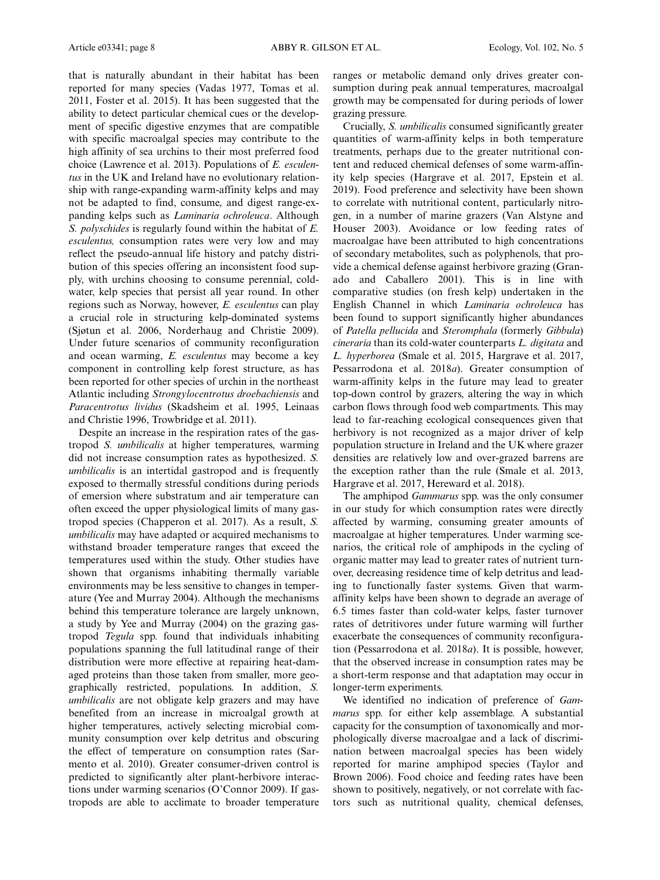that is naturally abundant in their habitat has been reported for many species (Vadas 1977, Tomas et al. 2011, Foster et al. 2015). It has been suggested that the ability to detect particular chemical cues or the development of specific digestive enzymes that are compatible with specific macroalgal species may contribute to the high affinity of sea urchins to their most preferred food choice (Lawrence et al. 2013). Populations of *E. esculentus* in the UK and Ireland have no evolutionary relationship with range-expanding warm-affinity kelps and may not be adapted to find, consume, and digest range-expanding kelps such as *Laminaria ochroleuca*. Although *S. polyschides* is regularly found within the habitat of *E. esculentus,* consumption rates were very low and may reflect the pseudo-annual life history and patchy distribution of this species offering an inconsistent food supply, with urchins choosing to consume perennial, cold-water, kelp species that persist all year round. In other regions such as Norway, however, *E. esculentus* can play a crucial role in structuring kelp-dominated systems (Sjøtun et al. 2006, Norderhaug and Christie 2009). Under future scenarios of community reconfiguration and ocean warming, *E. esculentus* may become a key component in controlling kelp forest structure, as has been reported for other species of urchin in the northeast Atlantic including *Strongylocentrotus droebachiensis* and *Paracentrotus lividus* (Skadsheim et al. 1995, Leinaas and Christie 1996, Trowbridge et al. 2011).

Despite an increase in the respiration rates of the gastropod *S. umbilicalis* at higher temperatures, warming did not increase consumption rates as hypothesized. *S. umbilicalis* is an intertidal gastropod and is frequently exposed to thermally stressful conditions during periods of emersion where substratum and air temperature can often exceed the upper physiological limits of many gastropod species (Chapperon et al. 2017). As a result, *S. umbilicalis* may have adapted or acquired mechanisms to withstand broader temperature ranges that exceed the temperatures used within the study. Other studies have shown that organisms inhabiting thermally variable environments may be less sensitive to changes in temperature (Yee and Murray 2004). Although the mechanisms behind this temperature tolerance are largely unknown, a study by Yee and Murray (2004) on the grazing gastropod *Tegula* spp. found that individuals inhabiting populations spanning the full latitudinal range of their distribution were more effective at repairing heat-damaged proteins than those taken from smaller, more geographically restricted, populations. In addition, *S. umbilicalis* are not obligate kelp grazers and may have benefited from an increase in microalgal growth at higher temperatures, actively selecting microbial community consumption over kelp detritus and obscuring the effect of temperature on consumption rates (Sarmento et al. 2010). Greater consumer-driven control is predicted to significantly alter plant-herbivore interactions under warming scenarios (O'Connor 2009). If gastropods are able to acclimate to broader temperature ranges or metabolic demand only drives greater consumption during peak annual temperatures, macroalgal growth may be compensated for during periods of lower grazing pressure.

Crucially, *S. umbilicalis* consumed significantly greater quantities of warm-affinity kelps in both temperature treatments, perhaps due to the greater nutritional content and reduced chemical defenses of some warm-affinity kelp species (Hargrave et al. 2017, Epstein et al. 2019). Food preference and selectivity have been shown to correlate with nutritional content, particularly nitrogen, in a number of marine grazers (Van Alstyne and Houser 2003). Avoidance or low feeding rates of macroalgae have been attributed to high concentrations of secondary metabolites, such as polyphenols, that provide a chemical defense against herbivore grazing (Granado and Caballero 2001). This is in line with comparative studies (on fresh kelp) undertaken in the English Channel in which *Laminaria ochroleuca* has been found to support significantly higher abundances of *Patella pellucida* and *Steromphala* (formerly *Gibbula*) *cineraria* than its cold-water counterparts *L. digitata* and *L. hyperborea* (Smale et al. 2015, Hargrave et al. 2017, Pessarrodona et al. 2018*a*). Greater consumption of warm-affinity kelps in the future may lead to greater top-down control by grazers, altering the way in which carbon flows through food web compartments. This may lead to far-reaching ecological consequences given that herbivory is not recognized as a major driver of kelp population structure in Ireland and the UK where grazer densities are relatively low and over-grazed barrens are the exception rather than the rule (Smale et al. 2013, Hargrave et al. 2017, Hereward et al. 2018).

The amphipod *Gammarus* spp. was the only consumer in our study for which consumption rates were directly affected by warming, consuming greater amounts of macroalgae at higher temperatures. Under warming scenarios, the critical role of amphipods in the cycling of organic matter may lead to greater rates of nutrient turnover, decreasing residence time of kelp detritus and leading to functionally faster systems. Given that warm-affinity kelps have been shown to degrade an average of 6.5 times faster than cold-water kelps, faster turnover rates of detritivores under future warming will further exacerbate the consequences of community reconfiguration (Pessarrodona et al. 2018*a*). It is possible, however, that the observed increase in consumption rates may be a short-term response and that adaptation may occur in longer-term experiments.

We identified no indication of preference of *Gammarus* spp. for either kelp assemblage. A substantial capacity for the consumption of taxonomically and morphologically diverse macroalgae and a lack of discrimination between macroalgal species has been widely reported for marine amphipod species (Taylor and Brown 2006). Food choice and feeding rates have been shown to positively, negatively, or not correlate with factors such as nutritional quality, chemical defenses,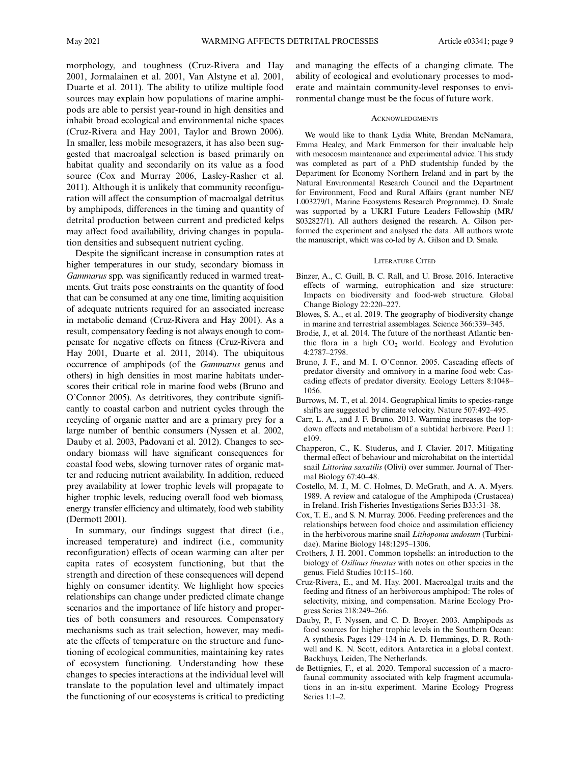morphology, and toughness (Cruz-Rivera and Hay 2001, Jormalainen et al. 2001, Van Alstyne et al. 2001, Duarte et al. 2011). The ability to utilize multiple food sources may explain how populations of marine amphipods are able to persist year-round in high densities and inhabit broad ecological and environmental niche spaces (Cruz-Rivera and Hay 2001, Taylor and Brown 2006). In smaller, less mobile mesograzers, it has also been suggested that macroalgal selection is based primarily on habitat quality and secondarily on its value as a food source (Cox and Murray 2006, Lasley-Rasher et al. 2011). Although it is unlikely that community reconfiguration will affect the consumption of macroalgal detritus by amphipods, differences in the timing and quantity of detrital production between current and predicted kelps may affect food availability, driving changes in population densities and subsequent nutrient cycling.

Despite the significant increase in consumption rates at higher temperatures in our study, secondary biomass in *Gammarus* spp. was significantly reduced in warmed treatments. Gut traits pose constraints on the quantity of food that can be consumed at any one time, limiting acquisition of adequate nutrients required for an associated increase in metabolic demand (Cruz-Rivera and Hay 2001). As a result, compensatory feeding is not always enough to compensate for negative effects on fitness (Cruz-Rivera and Hay 2001, Duarte et al. 2011, 2014). The ubiquitous occurrence of amphipods (of the *Gammarus* genus and others) in high densities in most marine habitats underscores their critical role in marine food webs (Bruno and O'Connor 2005). As detritivores, they contribute significantly to coastal carbon and nutrient cycles through the recycling of organic matter and are a primary prey for a large number of benthic consumers (Nyssen et al. 2002, Dauby et al. 2003, Padovani et al. 2012). Changes to secondary biomass will have significant consequences for coastal food webs, slowing turnover rates of organic matter and reducing nutrient availability. In addition, reduced prey availability at lower trophic levels will propagate to higher trophic levels, reducing overall food web biomass, energy transfer efficiency and ultimately, food web stability (Dermott 2001).

In summary, our findings suggest that direct (i.e., increased temperature) and indirect (i.e., community reconfiguration) effects of ocean warming can alter per capita rates of ecosystem functioning, but that the strength and direction of these consequences will depend highly on consumer identity. We highlight how species relationships can change under predicted climate change scenarios and the importance of life history and properties of both consumers and resources. Compensatory mechanisms such as trait selection, however, may mediate the effects of temperature on the structure and functioning of ecological communities, maintaining key rates of ecosystem functioning. Understanding how these changes to species interactions at the individual level will translate to the population level and ultimately impact the functioning of our ecosystems is critical to predicting and managing the effects of a changing climate. The ability of ecological and evolutionary processes to moderate and maintain community-level responses to environmental change must be the focus of future work.

## Acknowledgments

We would like to thank Lydia White, Brendan McNamara, Emma Healey, and Mark Emmerson for their invaluable help with mesocosm maintenance and experimental advice. This study was completed as part of a PhD studentship funded by the Department for Economy Northern Ireland and in part by the Natural Environmental Research Council and the Department for Environment, Food and Rural Affairs (grant number NE/L003279/1, Marine Ecosystems Research Programme). D. Smale was supported by a UKRI Future Leaders Fellowship (MR/S032827/1). All authors designed the research. A. Gilson performed the experiment and analysed the data. All authors wrote the manuscript, which was co-led by A. Gilson and D. Smale.

## Literature Cited

Binzer, A., C. Guill, B. C. Rall, and U. Brose. 2016. Interactive effects of warming, eutrophication and size structure: Impacts on biodiversity and food-web structure. Global Change Biology 22:220–227.

Blowes, S. A., et al. 2019. The geography of biodiversity change in marine and terrestrial assemblages. Science 366:339–345.

Brodie, J., et al. 2014. The future of the northeast Atlantic benthic flora in a high $CO_2$ world. Ecology and Evolution 4:2787–2798.

Bruno, J. F., and M. I. O'Connor. 2005. Cascading effects of predator diversity and omnivory in a marine food web: Cascading effects of predator diversity. Ecology Letters 8:1048–1056.

Burrows, M. T., et al. 2014. Geographical limits to species-range shifts are suggested by climate velocity. Nature 507:492–495.

Carr, L. A., and J. F. Bruno. 2013. Warming increases the top-down effects and metabolism of a subtidal herbivore. PeerJ 1: e109.

Chapperon, C., K. Studerus, and J. Clavier. 2017. Mitigating thermal effect of behaviour and microhabitat on the intertidal snail *Littorina saxatilis* (Olivi) over summer. Journal of Thermal Biology 67:40–48.

Costello, M. J., M. C. Holmes, D. McGrath, and A. A. Myers. 1989. A review and catalogue of the Amphipoda (Crustacea) in Ireland. Irish Fisheries Investigations Series B33:31–38.

Cox, T. E., and S. N. Murray. 2006. Feeding preferences and the relationships between food choice and assimilation efficiency in the herbivorous marine snail *Lithopoma undosum* (Turbinidae). Marine Biology 148:1295–1306.

Crothers, J. H. 2001. Common topshells: an introduction to the biology of *Osilinus lineatus* with notes on other species in the genus. Field Studies 10:115–160.

Cruz-Rivera, E., and M. Hay. 2001. Macroalgal traits and the feeding and fitness of an herbivorous amphipod: The roles of selectivity, mixing, and compensation. Marine Ecology Progress Series 218:249–266.

Dauby, P., F. Nyssen, and C. D. Broyer. 2003. Amphipods as food sources for higher trophic levels in the Southern Ocean: A synthesis. Pages 129–134 in A. D. Hemmings, D. R. Rothwell and K. N. Scott, editors. Antarctica in a global context. Backhuys, Leiden, The Netherlands.

de Bettignies, F., et al. 2020. Temporal succession of a macrofaunal community associated with kelp fragment accumulations in an in-situ experiment. Marine Ecology Progress Series 1:1–2.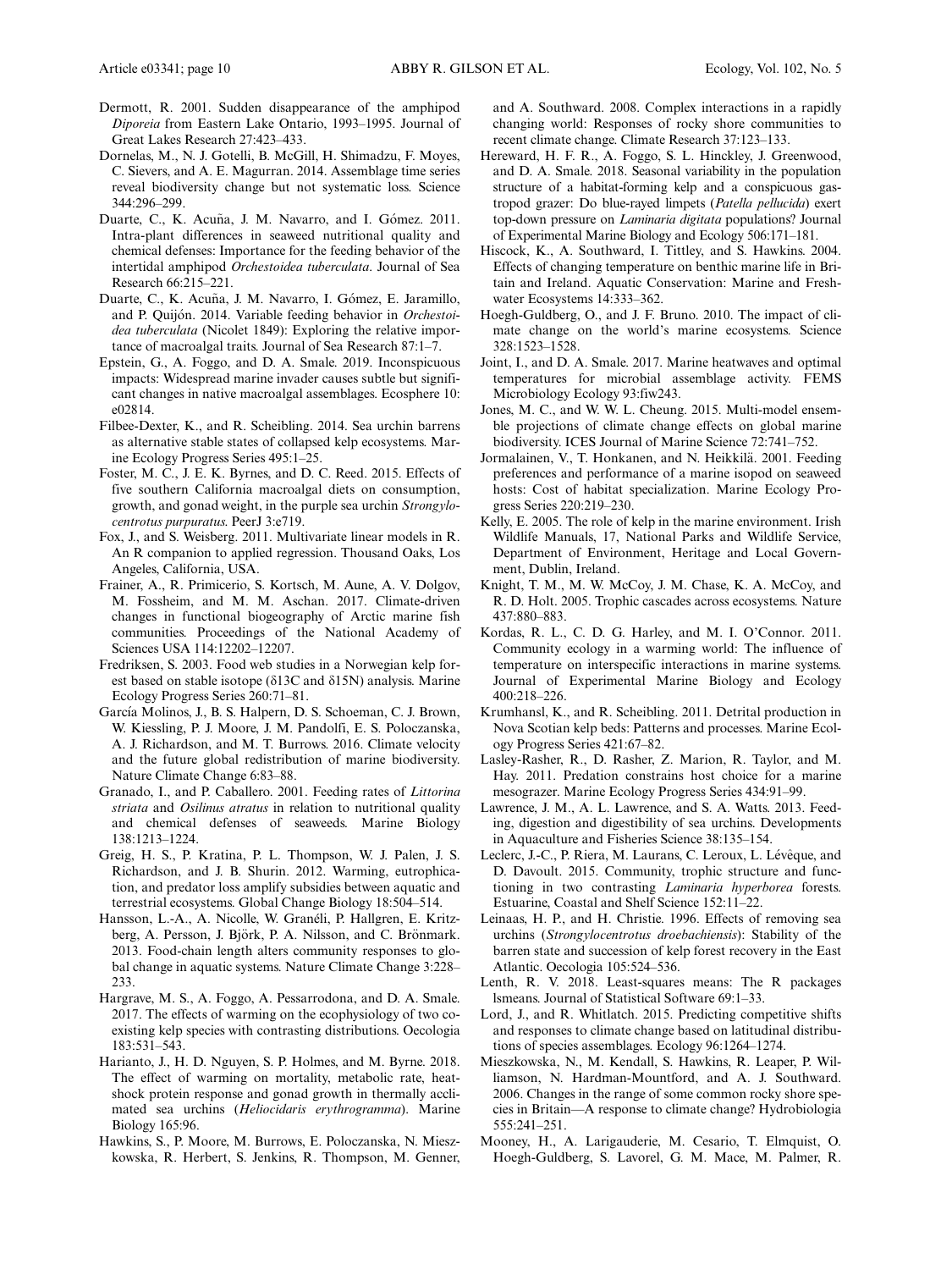Dermott, R. 2001. Sudden disappearance of the amphipod *Diporeia* from Eastern Lake Ontario, 1993–1995. Journal of Great Lakes Research 27:423–433.

Dornelas, M., N. J. Gotelli, B. McGill, H. Shimadzu, F. Moyes, C. Sievers, and A. E. Magurran. 2014. Assemblage time series reveal biodiversity change but not systematic loss. Science 344:296–299.

Duarte, C., K. Acuña, J. M. Navarro, and I. Gómez. 2011. Intra-plant differences in seaweed nutritional quality and chemical defenses: Importance for the feeding behavior of the intertidal amphipod *Orchestoidea tuberculata*. Journal of Sea Research 66:215–221.

Duarte, C., K. Acuña, J. M. Navarro, I. Gómez, E. Jaramillo, and P. Quijón. 2014. Variable feeding behavior in *Orchestoidea tuberculata* (Nicolet 1849): Exploring the relative importance of macroalgal traits. Journal of Sea Research 87:1–7.

Epstein, G., A. Foggo, and D. A. Smale. 2019. Inconspicuous impacts: Widespread marine invader causes subtle but significant changes in native macroalgal assemblages. Ecosphere 10: e02814.

Filbee-Dexter, K., and R. Scheibling. 2014. Sea urchin barrens as alternative stable states of collapsed kelp ecosystems. Marine Ecology Progress Series 495:1–25.

Foster, M. C., J. E. K. Byrnes, and D. C. Reed. 2015. Effects of five southern California macroalgal diets on consumption, growth, and gonad weight, in the purple sea urchin *Strongylocentrotus purpuratus*. PeerJ 3:e719.

Fox, J., and S. Weisberg. 2011. Multivariate linear models in R. An R companion to applied regression. Thousand Oaks, Los Angeles, California, USA.

Frainer, A., R. Primicerio, S. Kortsch, M. Aune, A. V. Dolgov, M. Fossheim, and M. M. Aschan. 2017. Climate-driven changes in functional biogeography of Arctic marine fish communities. Proceedings of the National Academy of Sciences USA 114:12202–12207.

Fredriksen, S. 2003. Food web studies in a Norwegian kelp forest based on stable isotope (δ13C and δ15N) analysis. Marine Ecology Progress Series 260:71–81.

García Molinos, J., B. S. Halpern, D. S. Schoeman, C. J. Brown, W. Kiessling, P. J. Moore, J. M. Pandolfi, E. S. Poloczanska, A. J. Richardson, and M. T. Burrows. 2016. Climate velocity and the future global redistribution of marine biodiversity. Nature Climate Change 6:83–88.

Granado, I., and P. Caballero. 2001. Feeding rates of *Littorina striata* and *Osilinus atratus* in relation to nutritional quality and chemical defenses of seaweeds. Marine Biology 138:1213–1224.

Greig, H. S., P. Kratina, P. L. Thompson, W. J. Palen, J. S. Richardson, and J. B. Shurin. 2012. Warming, eutrophication, and predator loss amplify subsidies between aquatic and terrestrial ecosystems. Global Change Biology 18:504–514.

Hansson, L.-A., A. Nicolle, W. Granéli, P. Hallgren, E. Kritzberg, A. Persson, J. Björk, P. A. Nilsson, and C. Brönmark. 2013. Food-chain length alters community responses to global change in aquatic systems. Nature Climate Change 3:228–233.

Hargrave, M. S., A. Foggo, A. Pessarrodona, and D. A. Smale. 2017. The effects of warming on the ecophysiology of two co-existing kelp species with contrasting distributions. Oecologia 183:531–543.

Harianto, J., H. D. Nguyen, S. P. Holmes, and M. Byrne. 2018. The effect of warming on mortality, metabolic rate, heat-shock protein response and gonad growth in thermally acclimated sea urchins (*Heliocidaris erythrogramma*). Marine Biology 165:96.

Hawkins, S., P. Moore, M. Burrows, E. Poloczanska, N. Mieszkowska, R. Herbert, S. Jenkins, R. Thompson, M. Genner, and A. Southward. 2008. Complex interactions in a rapidly changing world: Responses of rocky shore communities to recent climate change. Climate Research 37:123–133.

Hereward, H. F. R., A. Foggo, S. L. Hinckley, J. Greenwood, and D. A. Smale. 2018. Seasonal variability in the population structure of a habitat-forming kelp and a conspicuous gastropod grazer: Do blue-rayed limpets (*Patella pellucida*) exert top-down pressure on *Laminaria digitata* populations? Journal of Experimental Marine Biology and Ecology 506:171–181.

Hiscock, K., A. Southward, I. Tittley, and S. Hawkins. 2004. Effects of changing temperature on benthic marine life in Britain and Ireland. Aquatic Conservation: Marine and Freshwater Ecosystems 14:333–362.

Hoegh-Guldberg, O., and J. F. Bruno. 2010. The impact of climate change on the world's marine ecosystems. Science 328:1523–1528.

Joint, I., and D. A. Smale. 2017. Marine heatwaves and optimal temperatures for microbial assemblage activity. FEMS Microbiology Ecology 93:fiw243.

Jones, M. C., and W. W. L. Cheung. 2015. Multi-model ensemble projections of climate change effects on global marine biodiversity. ICES Journal of Marine Science 72:741–752.

Jormalainen, V., T. Honkanen, and N. Heikkilä. 2001. Feeding preferences and performance of a marine isopod on seaweed hosts: Cost of habitat specialization. Marine Ecology Progress Series 220:219–230.

Kelly, E. 2005. The role of kelp in the marine environment. Irish Wildlife Manuals, 17, National Parks and Wildlife Service, Department of Environment, Heritage and Local Government, Dublin, Ireland.

Knight, T. M., M. W. McCoy, J. M. Chase, K. A. McCoy, and R. D. Holt. 2005. Trophic cascades across ecosystems. Nature 437:880–883.

Kordas, R. L., C. D. G. Harley, and M. I. O'Connor. 2011. Community ecology in a warming world: The influence of temperature on interspecific interactions in marine systems. Journal of Experimental Marine Biology and Ecology 400:218–226.

Krumhansl, K., and R. Scheibling. 2011. Detrital production in Nova Scotian kelp beds: Patterns and processes. Marine Ecology Progress Series 421:67–82.

Lasley-Rasher, R., D. Rasher, Z. Marion, R. Taylor, and M. Hay. 2011. Predation constrains host choice for a marine mesograzer. Marine Ecology Progress Series 434:91–99.

Lawrence, J. M., A. L. Lawrence, and S. A. Watts. 2013. Feeding, digestion and digestibility of sea urchins. Developments in Aquaculture and Fisheries Science 38:135–154.

Leclerc, J.-C., P. Riera, M. Laurans, C. Leroux, L. Lévêque, and D. Davoult. 2015. Community, trophic structure and functioning in two contrasting *Laminaria hyperborea* forests. Estuarine, Coastal and Shelf Science 152:11–22.

Leinaas, H. P., and H. Christie. 1996. Effects of removing sea urchins (*Strongylocentrotus droebachiensis*): Stability of the barren state and succession of kelp forest recovery in the East Atlantic. Oecologia 105:524–536.

Lenth, R. V. 2018. Least-squares means: The R packages lsmeans. Journal of Statistical Software 69:1–33.

Lord, J., and R. Whitlatch. 2015. Predicting competitive shifts and responses to climate change based on latitudinal distributions of species assemblages. Ecology 96:1264–1274.

Mieszkowska, N., M. Kendall, S. Hawkins, R. Leaper, P. Williamson, N. Hardman-Mountford, and A. J. Southward. 2006. Changes in the range of some common rocky shore species in Britain—A response to climate change? Hydrobiologia 555:241–251.

Mooney, H., A. Larigauderie, M. Cesario, T. Elmquist, O. Hoegh-Guldberg, S. Lavorel, G. M. Mace, M. Palmer, R.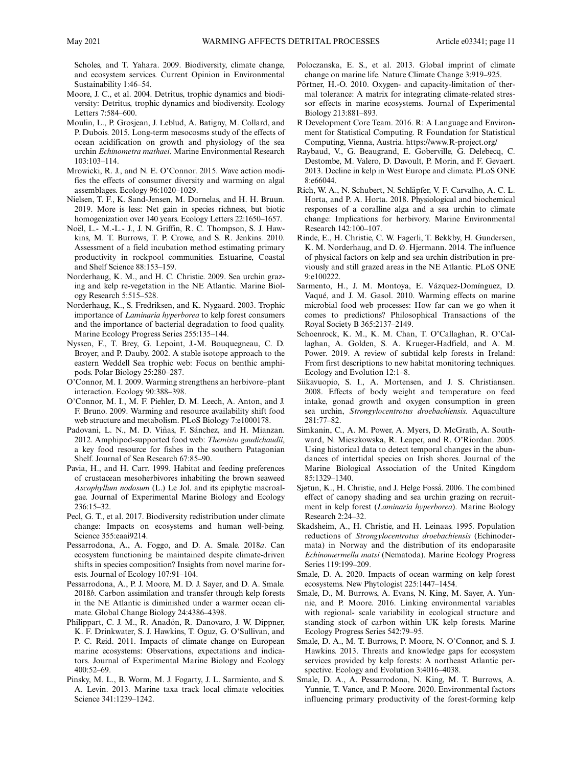Scholes, and T. Yahara. 2009. Biodiversity, climate change, and ecosystem services. Current Opinion in Environmental Sustainability 1:46–54.

Moore, J. C., et al. 2004. Detritus, trophic dynamics and biodiversity: Detritus, trophic dynamics and biodiversity. Ecology Letters 7:584–600.

Moulin, L., P. Grosjean, J. Leblud, A. Batigny, M. Collard, and P. Dubois. 2015. Long-term mesocosms study of the effects of ocean acidification on growth and physiology of the sea urchin *Echinometra mathaei*. Marine Environmental Research 103:103–114.

Mrowicki, R. J., and N. E. O'Connor. 2015. Wave action modifies the effects of consumer diversity and warming on algal assemblages. Ecology 96:1020–1029.

Nielsen, T. F., K. Sand-Jensen, M. Dornelas, and H. H. Bruun. 2019. More is less: Net gain in species richness, but biotic homogenization over 140 years. Ecology Letters 22:1650–1657.

Noël, L.- M.-L.- J., J. N. Griffin, R. C. Thompson, S. J. Hawkins, M. T. Burrows, T. P. Crowe, and S. R. Jenkins. 2010. Assessment of a field incubation method estimating primary productivity in rockpool communities. Estuarine, Coastal and Shelf Science 88:153–159.

Norderhaug, K. M., and H. C. Christie. 2009. Sea urchin grazing and kelp re-vegetation in the NE Atlantic. Marine Biology Research 5:515–528.

Norderhaug, K., S. Fredriksen, and K. Nygaard. 2003. Trophic importance of *Laminaria hyperborea* to kelp forest consumers and the importance of bacterial degradation to food quality. Marine Ecology Progress Series 255:135–144.

Nyssen, F., T. Brey, G. Lepoint, J.-M. Bouquegneau, C. D. Broyer, and P. Dauby. 2002. A stable isotope approach to the eastern Weddell Sea trophic web: Focus on benthic amphipods. Polar Biology 25:280–287.

O'Connor, M. I. 2009. Warming strengthens an herbivore–plant interaction. Ecology 90:388–398.

O'Connor, M. I., M. F. Piehler, D. M. Leech, A. Anton, and J. F. Bruno. 2009. Warming and resource availability shift food web structure and metabolism. PLoS Biology 7:e1000178.

Padovani, L. N., M. D. Viñas, F. Sánchez, and H. Mianzan. 2012. Amphipod-supported food web: *Themisto gaudichaudii*, a key food resource for fishes in the southern Patagonian Shelf. Journal of Sea Research 67:85–90.

Pavia, H., and H. Carr. 1999. Habitat and feeding preferences of crustacean mesoherbivores inhabiting the brown seaweed *Ascophyllum nodosum* (L.) Le Jol. and its epiphytic macroalgae. Journal of Experimental Marine Biology and Ecology 236:15–32.

Pecl, G. T., et al. 2017. Biodiversity redistribution under climate change: Impacts on ecosystems and human well-being. Science 355:eaai9214.

Pessarrodona, A., A. Foggo, and D. A. Smale. 2018*a*. Can ecosystem functioning be maintained despite climate-driven shifts in species composition? Insights from novel marine forests. Journal of Ecology 107:91–104.

Pessarrodona, A., P. J. Moore, M. D. J. Sayer, and D. A. Smale. 2018*b*. Carbon assimilation and transfer through kelp forests in the NE Atlantic is diminished under a warmer ocean climate. Global Change Biology 24:4386–4398.

Philippart, C. J. M., R. Anadón, R. Danovaro, J. W. Dippner, K. F. Drinkwater, S. J. Hawkins, T. Oguz, G. O'Sullivan, and P. C. Reid. 2011. Impacts of climate change on European marine ecosystems: Observations, expectations and indicators. Journal of Experimental Marine Biology and Ecology 400:52–69.

Pinsky, M. L., B. Worm, M. J. Fogarty, J. L. Sarmiento, and S. A. Levin. 2013. Marine taxa track local climate velocities. Science 341:1239–1242.

Poloczanska, E. S., et al. 2013. Global imprint of climate change on marine life. Nature Climate Change 3:919–925.

Pörtner, H.-O. 2010. Oxygen- and capacity-limitation of thermal tolerance: A matrix for integrating climate-related stressor effects in marine ecosystems. Journal of Experimental Biology 213:881–893.

R Development Core Team. 2016. R: A Language and Environment for Statistical Computing. R Foundation for Statistical Computing, Vienna, Austria. https://www.R-project.org/

Raybaud, V., G. Beaugrand, E. Goberville, G. Delebecq, C. Destombe, M. Valero, D. Davoult, P. Morin, and F. Gevaert. 2013. Decline in kelp in West Europe and climate. PLoS ONE 8:e66044.

Rich, W. A., N. Schubert, N. Schläpfer, V. F. Carvalho, A. C. L. Horta, and P. A. Horta. 2018. Physiological and biochemical responses of a coralline alga and a sea urchin to climate change: Implications for herbivory. Marine Environmental Research 142:100–107.

Rinde, E., H. Christie, C. W. Fagerli, T. Bekkby, H. Gundersen, K. M. Norderhaug, and D. Ø. Hjermann. 2014. The influence of physical factors on kelp and sea urchin distribution in previously and still grazed areas in the NE Atlantic. PLoS ONE 9:e100222.

Sarmento, H., J. M. Montoya, E. Vázquez-Domínguez, D. Vaqué, and J. M. Gasol. 2010. Warming effects on marine microbial food web processes: How far can we go when it comes to predictions? Philosophical Transactions of the Royal Society B 365:2137–2149.

Schoenrock, K. M., K. M. Chan, T. O'Callaghan, R. O'Callaghan, A. Golden, S. A. Krueger-Hadfield, and A. M. Power. 2019. A review of subtidal kelp forests in Ireland: From first descriptions to new habitat monitoring techniques. Ecology and Evolution 12:1–8.

Siikavuopio, S. I., A. Mortensen, and J. S. Christiansen. 2008. Effects of body weight and temperature on feed intake, gonad growth and oxygen consumption in green sea urchin, *Strongylocentrotus droebachiensis*. Aquaculture 281:77–82.

Simkanin, C., A. M. Power, A. Myers, D. McGrath, A. Southward, N. Mieszkowska, R. Leaper, and R. O'Riordan. 2005. Using historical data to detect temporal changes in the abundances of intertidal species on Irish shores. Journal of the Marine Biological Association of the United Kingdom 85:1329–1340.

Sjøtun, K., H. Christie, and J. Helge Fosså. 2006. The combined effect of canopy shading and sea urchin grazing on recruitment in kelp forest (*Laminaria hyperborea*). Marine Biology Research 2:24–32.

Skadsheim, A., H. Christie, and H. Leinaas. 1995. Population reductions of *Strongylocentrotus droebachiensis* (Echinodermata) in Norway and the distribution of its endoparasite *Echinomermella matsi* (Nematoda). Marine Ecology Progress Series 119:199–209.

Smale, D. A. 2020. Impacts of ocean warming on kelp forest ecosystems. New Phytologist 225:1447–1454.

Smale, D., M. Burrows, A. Evans, N. King, M. Sayer, A. Yunnie, and P. Moore. 2016. Linking environmental variables with regional- scale variability in ecological structure and standing stock of carbon within UK kelp forests. Marine Ecology Progress Series 542:79–95.

Smale, D. A., M. T. Burrows, P. Moore, N. O'Connor, and S. J. Hawkins. 2013. Threats and knowledge gaps for ecosystem services provided by kelp forests: A northeast Atlantic perspective. Ecology and Evolution 3:4016–4038.

Smale, D. A., A. Pessarrodona, N. King, M. T. Burrows, A. Yunnie, T. Vance, and P. Moore. 2020. Environmental factors influencing primary productivity of the forest-forming kelp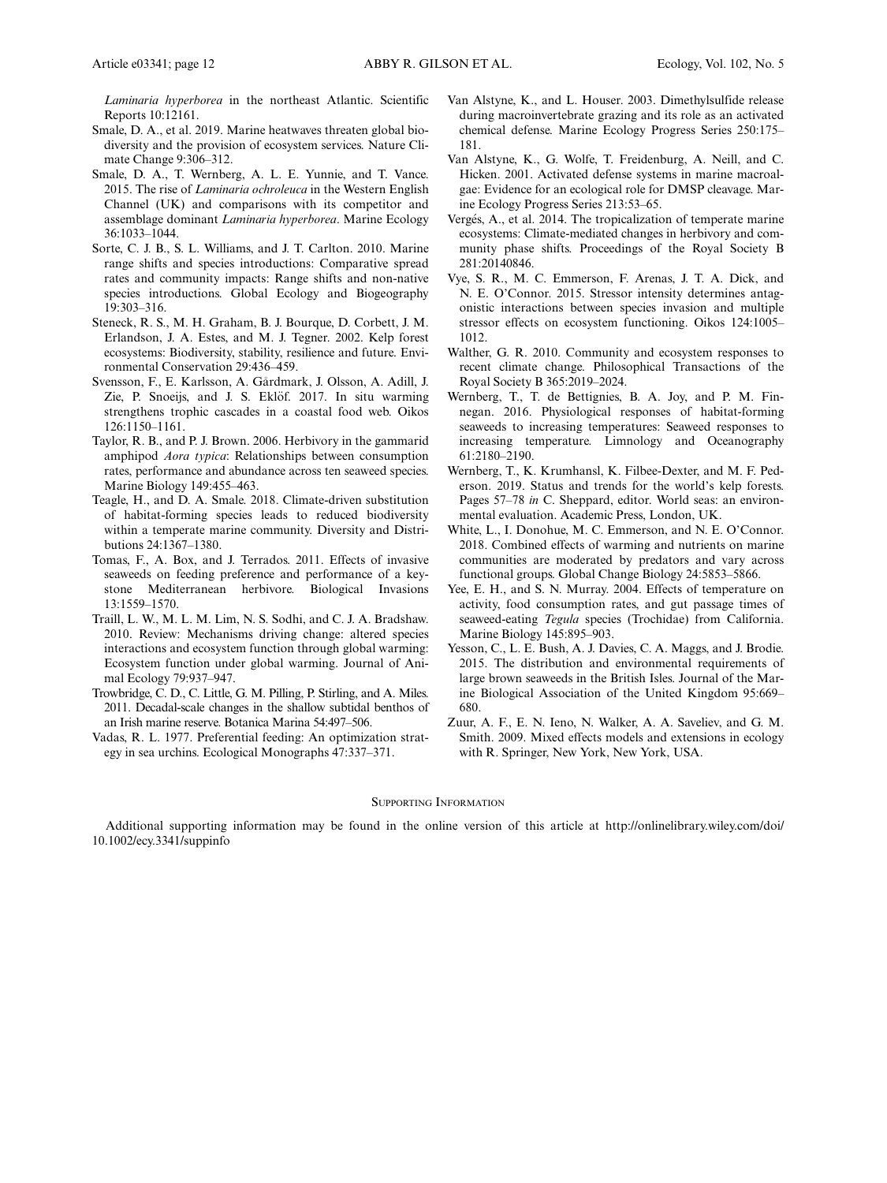*Laminaria hyperborea* in the northeast Atlantic. Scientific Reports 10:12161.

Smale, D. A., et al. 2019. Marine heatwaves threaten global biodiversity and the provision of ecosystem services. Nature Climate Change 9:306–312.

Smale, D. A., T. Wernberg, A. L. E. Yunnie, and T. Vance. 2015. The rise of *Laminaria ochroleuca* in the Western English Channel (UK) and comparisons with its competitor and assemblage dominant *Laminaria hyperborea*. Marine Ecology 36:1033–1044.

Sorte, C. J. B., S. L. Williams, and J. T. Carlton. 2010. Marine range shifts and species introductions: Comparative spread rates and community impacts: Range shifts and non-native species introductions. Global Ecology and Biogeography 19:303–316.

Steneck, R. S., M. H. Graham, B. J. Bourque, D. Corbett, J. M. Erlandson, J. A. Estes, and M. J. Tegner. 2002. Kelp forest ecosystems: Biodiversity, stability, resilience and future. Environmental Conservation 29:436–459.

Svensson, F., E. Karlsson, A. Gårdmark, J. Olsson, A. Adill, J. Zie, P. Snoeijs, and J. S. Eklöf. 2017. In situ warming strengthens trophic cascades in a coastal food web. Oikos 126:1150–1161.

Taylor, R. B., and P. J. Brown. 2006. Herbivory in the gammarid amphipod *Aora typica*: Relationships between consumption rates, performance and abundance across ten seaweed species. Marine Biology 149:455–463.

Teagle, H., and D. A. Smale. 2018. Climate-driven substitution of habitat-forming species leads to reduced biodiversity within a temperate marine community. Diversity and Distributions 24:1367–1380.

Tomas, F., A. Box, and J. Terrados. 2011. Effects of invasive seaweeds on feeding preference and performance of a keystone Mediterranean herbivore. Biological Invasions 13:1559–1570.

Traill, L. W., M. L. M. Lim, N. S. Sodhi, and C. J. A. Bradshaw. 2010. Review: Mechanisms driving change: altered species interactions and ecosystem function through global warming: Ecosystem function under global warming. Journal of Animal Ecology 79:937–947.

Trowbridge, C. D., C. Little, G. M. Pilling, P. Stirling, and A. Miles. 2011. Decadal-scale changes in the shallow subtidal benthos of an Irish marine reserve. Botanica Marina 54:497–506.

Vadas, R. L. 1977. Preferential feeding: An optimization strategy in sea urchins. Ecological Monographs 47:337–371.

Van Alstyne, K., and L. Houser. 2003. Dimethylsulfide release during macroinvertebrate grazing and its role as an activated chemical defense. Marine Ecology Progress Series 250:175–181.

Van Alstyne, K., G. Wolfe, T. Freidenburg, A. Neill, and C. Hicken. 2001. Activated defense systems in marine macroalgae: Evidence for an ecological role for DMSP cleavage. Marine Ecology Progress Series 213:53–65.

Vergés, A., et al. 2014. The tropicalization of temperate marine ecosystems: Climate-mediated changes in herbivory and community phase shifts. Proceedings of the Royal Society B 281:20140846.

Vye, S. R., M. C. Emmerson, F. Arenas, J. T. A. Dick, and N. E. O'Connor. 2015. Stressor intensity determines antagonistic interactions between species invasion and multiple stressor effects on ecosystem functioning. Oikos 124:1005–1012.

Walther, G. R. 2010. Community and ecosystem responses to recent climate change. Philosophical Transactions of the Royal Society B 365:2019–2024.

Wernberg, T., T. de Bettignies, B. A. Joy, and P. M. Finnegan. 2016. Physiological responses of habitat-forming seaweeds to increasing temperatures: Seaweed responses to increasing temperature. Limnology and Oceanography 61:2180–2190.

Wernberg, T., K. Krumhansl, K. Filbee-Dexter, and M. F. Pederson. 2019. Status and trends for the world's kelp forests. Pages 57–78 *in* C. Sheppard, editor. World seas: an environmental evaluation. Academic Press, London, UK.

White, L., I. Donohue, M. C. Emmerson, and N. E. O'Connor. 2018. Combined effects of warming and nutrients on marine communities are moderated by predators and vary across functional groups. Global Change Biology 24:5853–5866.

Yee, E. H., and S. N. Murray. 2004. Effects of temperature on activity, food consumption rates, and gut passage times of seaweed-eating *Tegula* species (Trochidae) from California. Marine Biology 145:895–903.

Yesson, C., L. E. Bush, A. J. Davies, C. A. Maggs, and J. Brodie. 2015. The distribution and environmental requirements of large brown seaweeds in the British Isles. Journal of the Marine Biological Association of the United Kingdom 95:669–680.

Zuur, A. F., E. N. Ieno, N. Walker, A. A. Saveliev, and G. M. Smith. 2009. Mixed effects models and extensions in ecology with R. Springer, New York, New York, USA.

## Supporting Information

Additional supporting information may be found in the online version of this article at http://onlinelibrary.wiley.com/doi/10.1002/ecy.3341/suppinfo